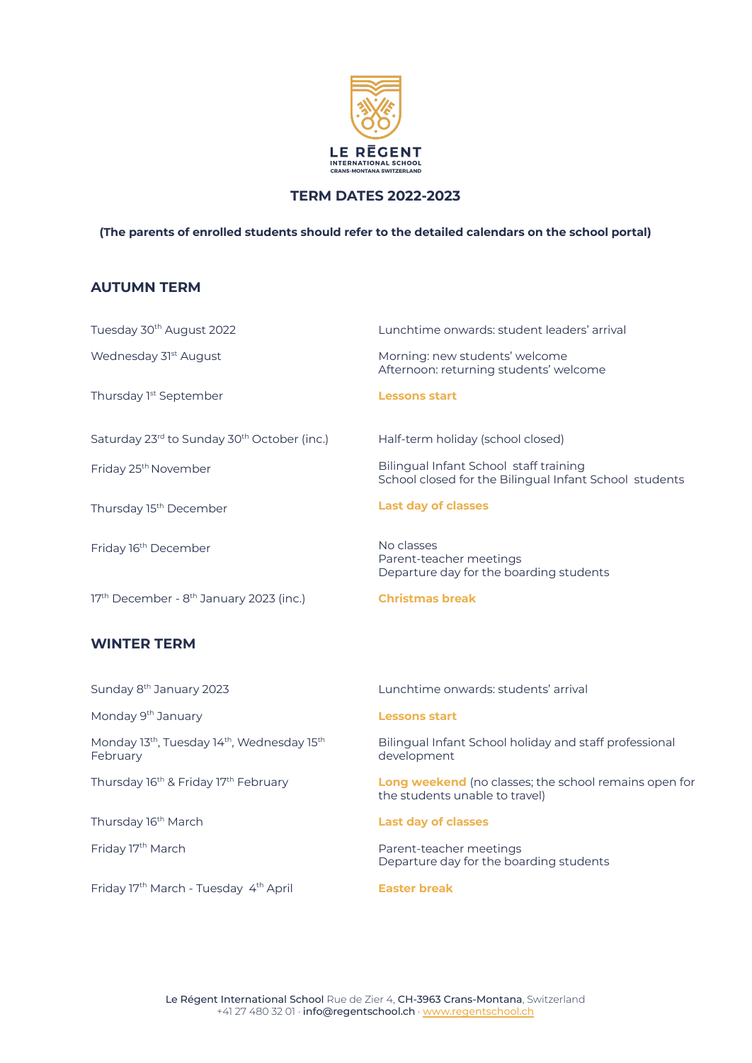# LE RĒGENT

INTERNATIONAL SCHOOL
CRANS-MONTANA SWITZERLAND

## TERM DATES 2022-2023

**(The parents of enrolled students should refer to the detailed calendars on the school portal)**

## AUTUMN TERM

| | |
|---|---|
| Tuesday 30th August 2022 | Lunchtime onwards: student leaders' arrival |
| Wednesday 31st August | Morning: new students' welcome<br>Afternoon: returning students' welcome |
| Thursday 1st September | **Lessons start** |
| Saturday 23rd to Sunday 30th October (inc.) | Half-term holiday (school closed) |
| Friday 25th November | Bilingual Infant School staff training<br>School closed for the Bilingual Infant School students |
| Thursday 15th December | **Last day of classes** |
| Friday 16th December | No classes<br>Parent-teacher meetings<br>Departure day for the boarding students |
| 17th December - 8th January 2023 (inc.) | **Christmas break** |

## WINTER TERM

| | |
|---|---|
| Sunday 8th January 2023 | Lunchtime onwards: students' arrival |
| Monday 9th January | **Lessons start** |
| Monday 13th, Tuesday 14th, Wednesday 15th February | Bilingual Infant School holiday and staff professional development |
| Thursday 16th & Friday 17th February | **Long weekend** (no classes; the school remains open for the students unable to travel) |
| Thursday 16th March | **Last day of classes** |
| Friday 17th March | Parent-teacher meetings<br>Departure day for the boarding students |
| Friday 17th March - Tuesday 4th April | **Easter break** |

Le Régent International School Rue de Zier 4, CH-3963 Crans-Montana, Switzerland
+41 27 480 32 01 · info@regentschool.ch · www.regentschool.ch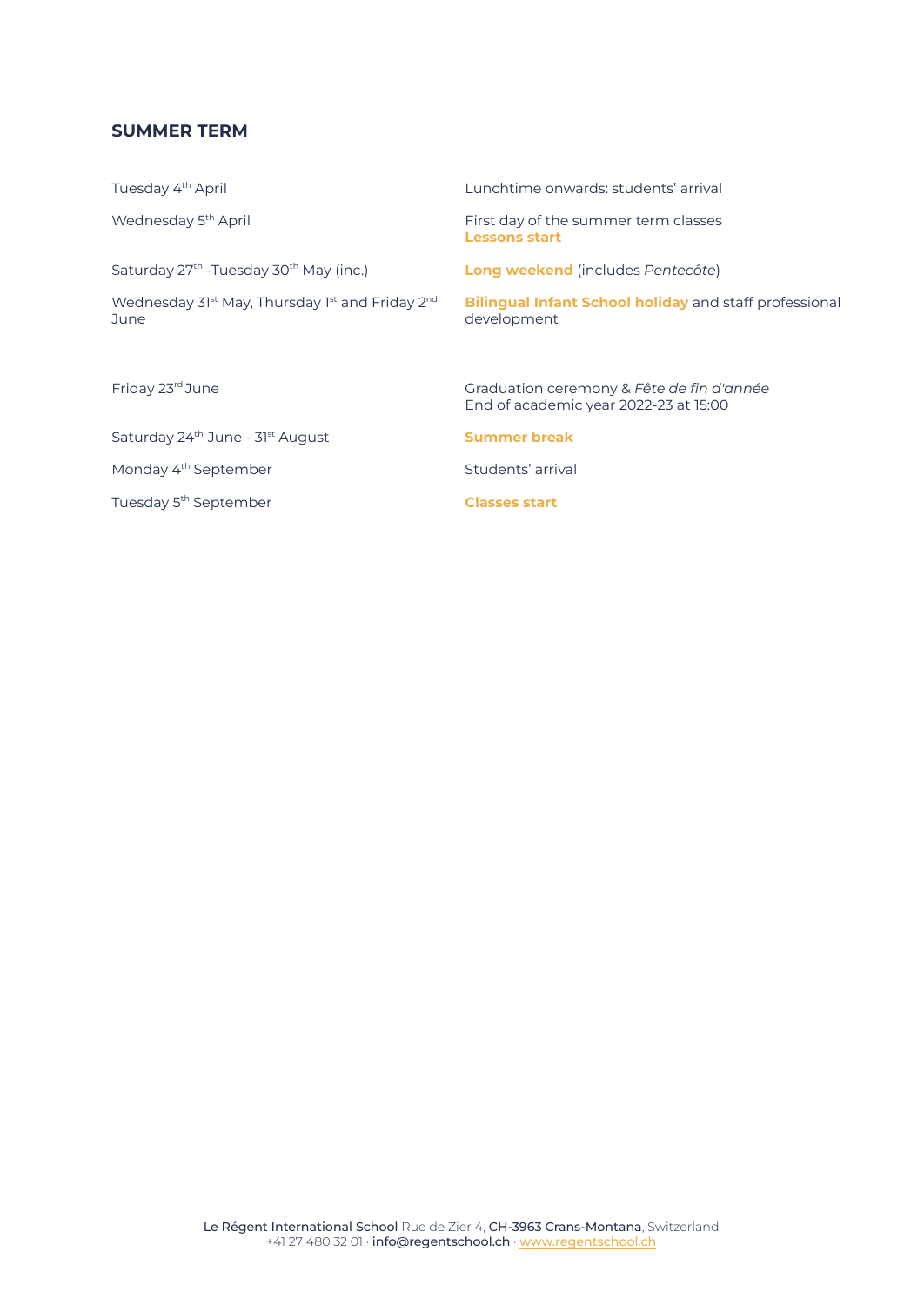## SUMMER TERM

| | |
|---|---|
| Tuesday 4th April | Lunchtime onwards: students' arrival |
| Wednesday 5th April | First day of the summer term classes **Lessons start** |
| Saturday 27th -Tuesday 30th May (inc.) | **Long weekend** (includes *Pentecôte*) |
| Wednesday 31st May, Thursday 1st and Friday 2nd June | **Bilingual Infant School holiday** and staff professional development |
| Friday 23rd June | Graduation ceremony & *Fête de fin d'année* End of academic year 2022-23 at 15:00 |
| Saturday 24th June - 31st August | **Summer break** |
| Monday 4th September | Students' arrival |
| Tuesday 5th September | **Classes start** |

Le Régent International School Rue de Zier 4, CH-3963 Crans-Montana, Switzerland
+41 27 480 32 01 · info@regentschool.ch · www.regentschool.ch